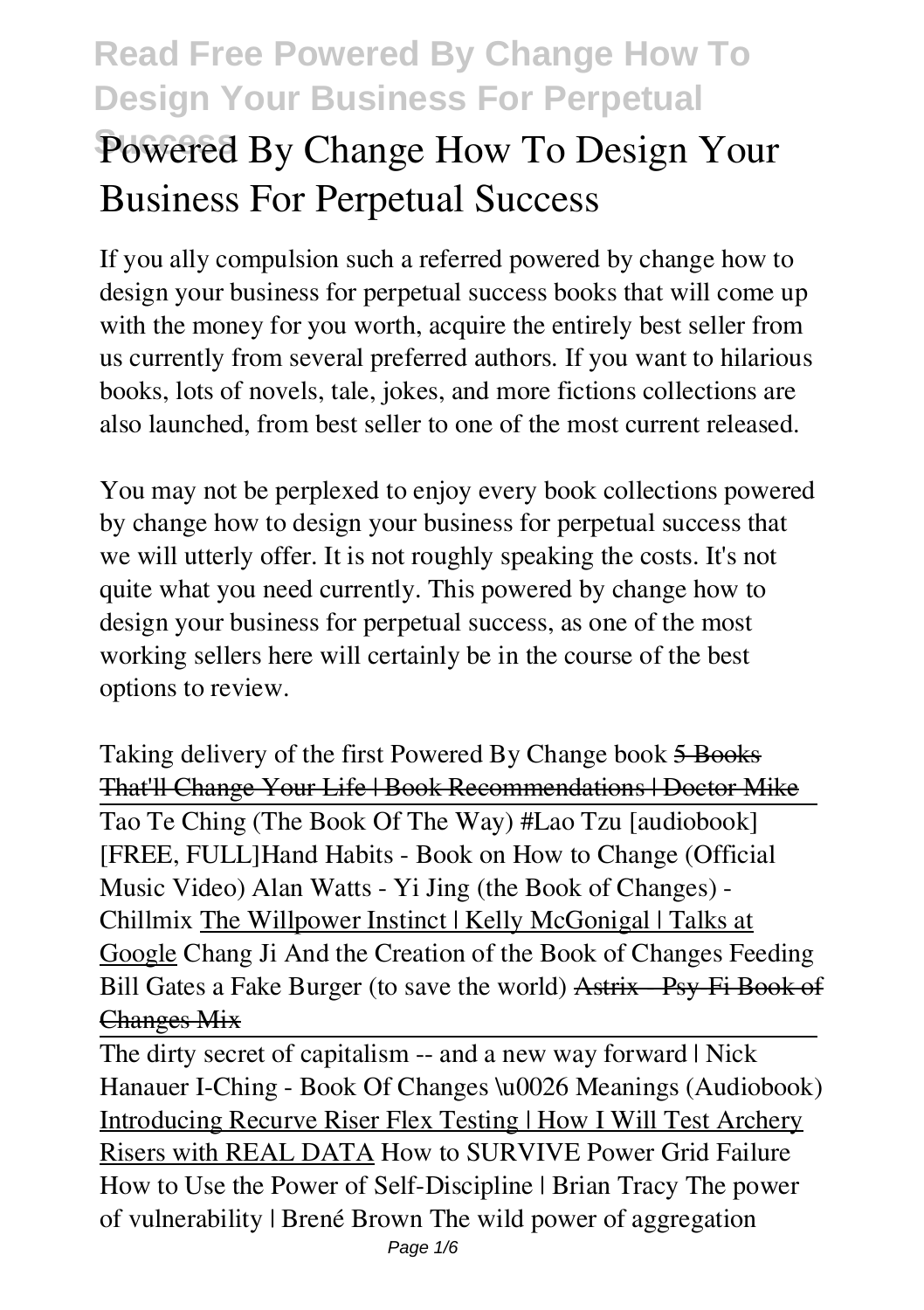# Powered By Change How To Design Your Business For Perpetual Success

If you ally compulsion such a referred powered by change how to design your business for perpetual success books that will come up with the money for you worth, acquire the entirely best seller from us currently from several preferred authors. If you want to hilarious books, lots of novels, tale, jokes, and more fictions collections are also launched, from best seller to one of the most current released.

You may not be perplexed to enjoy every book collections powered by change how to design your business for perpetual success that we will utterly offer. It is not roughly speaking the costs. It's not quite what you need currently. This powered by change how to design your business for perpetual success, as one of the most working sellers here will certainly be in the course of the best options to review.

*Taking delivery of the first Powered By Change book* 5 Books That'll Change Your Life | Book Recommendations | Doctor Mike Tao Te Ching (The Book Of The Way) #Lao Tzu [audiobook] [FREE, FULL]*Hand Habits - Book on How to Change (Official Music Video)* *Alan Watts - Yi Jing (the Book of Changes) - Chillmix* The Willpower Instinct | Kelly McGonigal | Talks at Google *Chang Ji And the Creation of the Book of Changes* *Feeding Bill Gates a Fake Burger (to save the world)* Astrix - Psy-Fi Book of Changes Mix

The dirty secret of capitalism -- and a new way forward | Nick Hanauer *I-Ching - Book Of Changes \u0026 Meanings (Audiobook)* Introducing Recurve Riser Flex Testing | How I Will Test Archery Risers with REAL DATA *How to SURVIVE Power Grid Failure* *How to Use the Power of Self-Discipline | Brian Tracy* *The power of vulnerability | Brené Brown* *The wild power of aggregation*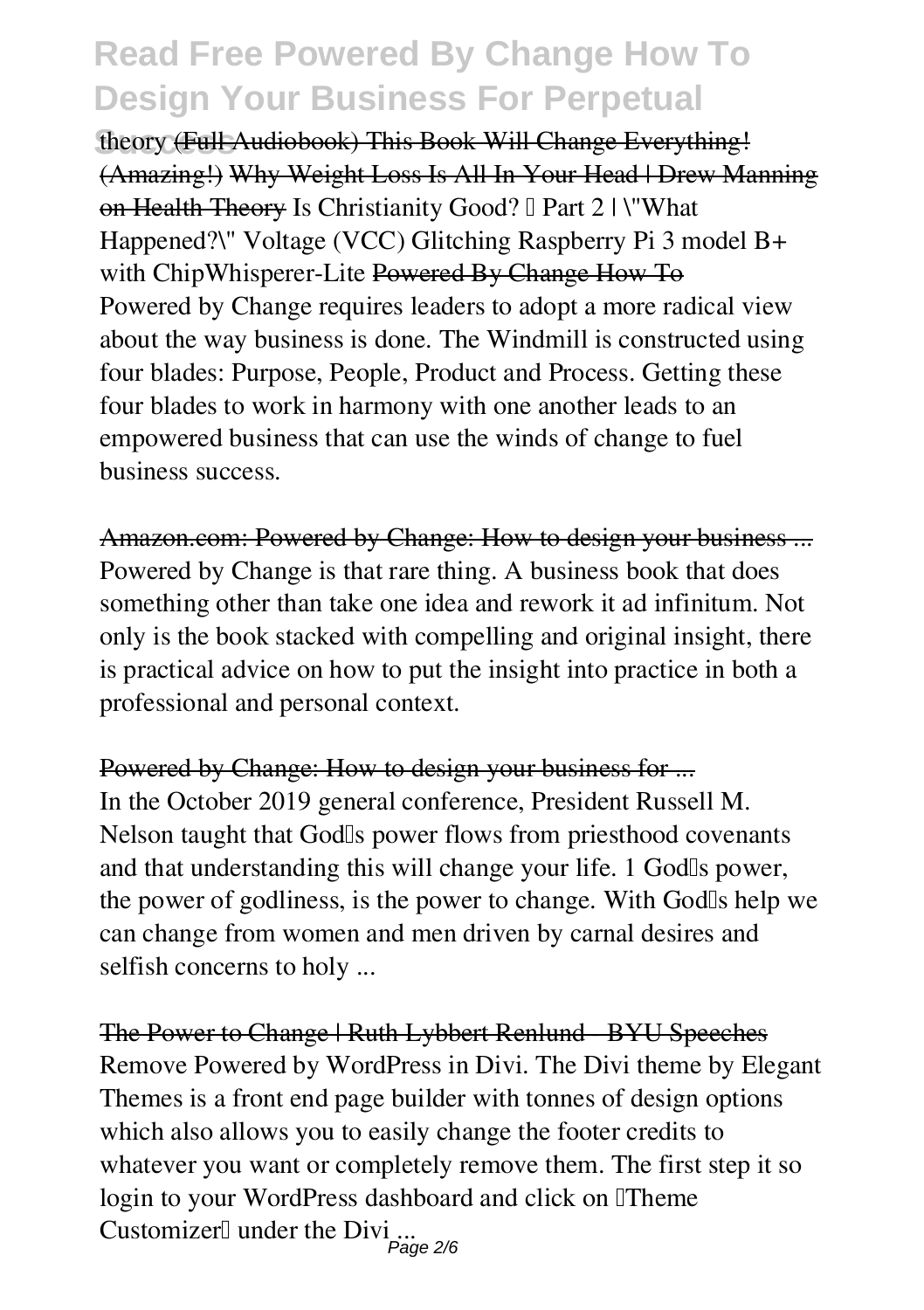theory (Full Audiobook) This Book Will Change Everything! (Amazing!) Why Weight Loss Is All In Your Head | Drew Manning on Health Theory Is Christianity Good? – Part 2 | \"What Happened?\" Voltage (VCC) Glitching Raspberry Pi 3 model B+ with ChipWhisperer-Lite Powered By Change How To

Powered by Change requires leaders to adopt a more radical view about the way business is done. The Windmill is constructed using four blades: Purpose, People, Product and Process. Getting these four blades to work in harmony with one another leads to an empowered business that can use the winds of change to fuel business success.

Amazon.com: Powered by Change: How to design your business ...

Powered by Change is that rare thing. A business book that does something other than take one idea and rework it ad infinitum. Not only is the book stacked with compelling and original insight, there is practical advice on how to put the insight into practice in both a professional and personal context.

Powered by Change: How to design your business for ...

In the October 2019 general conference, President Russell M. Nelson taught that God's power flows from priesthood covenants and that understanding this will change your life. 1 God's power, the power of godliness, is the power to change. With God's help we can change from women and men driven by carnal desires and selfish concerns to holy ...

The Power to Change | Ruth Lybbert Renlund - BYU Speeches

Remove Powered by WordPress in Divi. The Divi theme by Elegant Themes is a front end page builder with tonnes of design options which also allows you to easily change the footer credits to whatever you want or completely remove them. The first step it so login to your WordPress dashboard and click on "Theme Customizer" under the Divi ...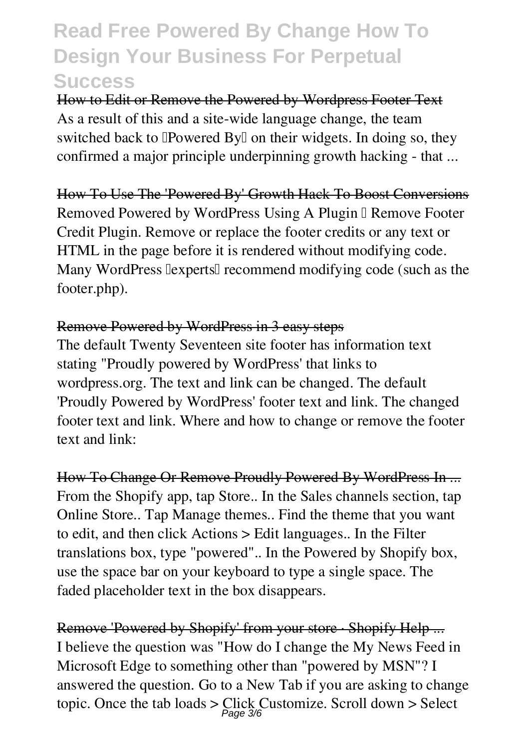How to Edit or Remove the Powered by Wordpress Footer Text

As a result of this and a site-wide language change, the team switched back to "Powered By" on their widgets. In doing so, they confirmed a major principle underpinning growth hacking - that ...

How To Use The 'Powered By' Growth Hack To Boost Conversions

Removed Powered by WordPress Using A Plugin – Remove Footer Credit Plugin. Remove or replace the footer credits or any text or HTML in the page before it is rendered without modifying code. Many WordPress "experts" recommend modifying code (such as the footer.php).

Remove Powered by WordPress in 3 easy steps

The default Twenty Seventeen site footer has information text stating "Proudly powered by WordPress' that links to wordpress.org. The text and link can be changed. The default 'Proudly Powered by WordPress' footer text and link. The changed footer text and link. Where and how to change or remove the footer text and link:

How To Change Or Remove Proudly Powered By WordPress In ...

From the Shopify app, tap Store.. In the Sales channels section, tap Online Store.. Tap Manage themes.. Find the theme that you want to edit, and then click Actions > Edit languages.. In the Filter translations box, type "powered".. In the Powered by Shopify box, use the space bar on your keyboard to type a single space. The faded placeholder text in the box disappears.

Remove 'Powered by Shopify' from your store · Shopify Help ...

I believe the question was "How do I change the My News Feed in Microsoft Edge to something other than "powered by MSN"? I answered the question. Go to a New Tab if you are asking to change topic. Once the tab loads > Click Customize. Scroll down > Select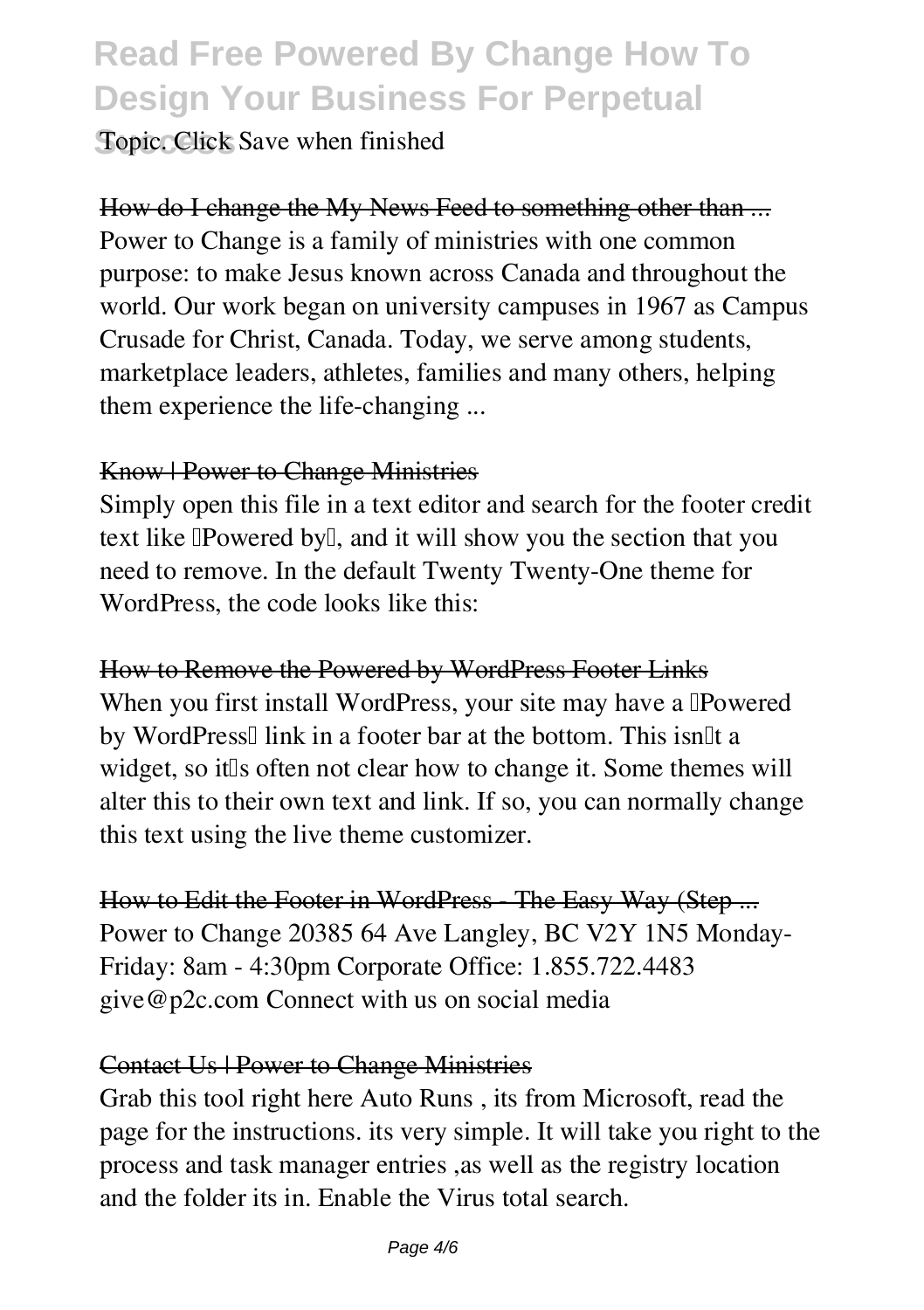Topic. Click Save when finished

How do I change the My News Feed to something other than ...

Power to Change is a family of ministries with one common purpose: to make Jesus known across Canada and throughout the world. Our work began on university campuses in 1967 as Campus Crusade for Christ, Canada. Today, we serve among students, marketplace leaders, athletes, families and many others, helping them experience the life-changing ...

Know | Power to Change Ministries

Simply open this file in a text editor and search for the footer credit text like "Powered by", and it will show you the section that you need to remove. In the default Twenty Twenty-One theme for WordPress, the code looks like this:

How to Remove the Powered by WordPress Footer Links

When you first install WordPress, your site may have a "Powered by WordPress" link in a footer bar at the bottom. This isn't a widget, so it's often not clear how to change it. Some themes will alter this to their own text and link. If so, you can normally change this text using the live theme customizer.

How to Edit the Footer in WordPress - The Easy Way (Step ...

Power to Change 20385 64 Ave Langley, BC V2Y 1N5 Monday-Friday: 8am - 4:30pm Corporate Office: 1.855.722.4483 give@p2c.com Connect with us on social media

Contact Us | Power to Change Ministries

Grab this tool right here Auto Runs , its from Microsoft, read the page for the instructions. its very simple. It will take you right to the process and task manager entries ,as well as the registry location and the folder its in. Enable the Virus total search.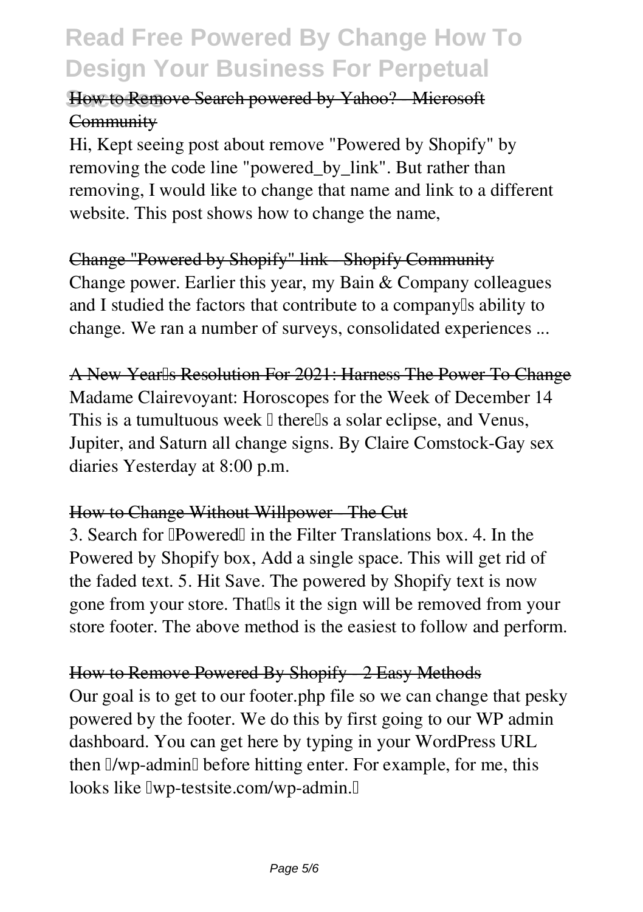How to Remove Search powered by Yahoo? - Microsoft Community

Hi, Kept seeing post about remove "Powered by Shopify" by removing the code line "powered_by_link". But rather than removing, I would like to change that name and link to a different website. This post shows how to change the name,

Change "Powered by Shopify" link - Shopify Community

Change power. Earlier this year, my Bain & Company colleagues and I studied the factors that contribute to a company's ability to change. We ran a number of surveys, consolidated experiences ...

A New Year's Resolution For 2021: Harness The Power To Change

Madame Clairevoyant: Horoscopes for the Week of December 14 This is a tumultuous week – there's a solar eclipse, and Venus, Jupiter, and Saturn all change signs. By Claire Comstock-Gay sex diaries Yesterday at 8:00 p.m.

How to Change Without Willpower - The Cut

3. Search for "Powered" in the Filter Translations box. 4. In the Powered by Shopify box, Add a single space. This will get rid of the faded text. 5. Hit Save. The powered by Shopify text is now gone from your store. That's it the sign will be removed from your store footer. The above method is the easiest to follow and perform.

How to Remove Powered By Shopify - 2 Easy Methods

Our goal is to get to our footer.php file so we can change that pesky powered by the footer. We do this by first going to our WP admin dashboard. You can get here by typing in your WordPress URL then "/wp-admin" before hitting enter. For example, for me, this looks like "wp-testsite.com/wp-admin."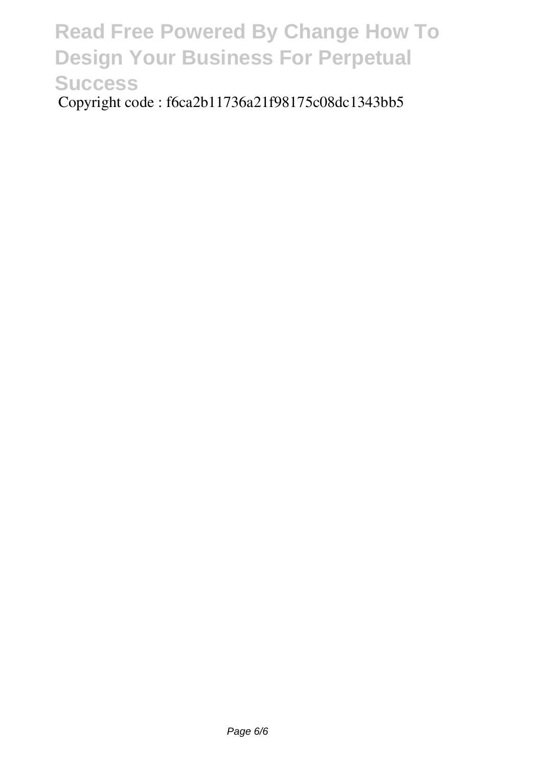Copyright code : f6ca2b11736a21f98175c08dc1343bb5